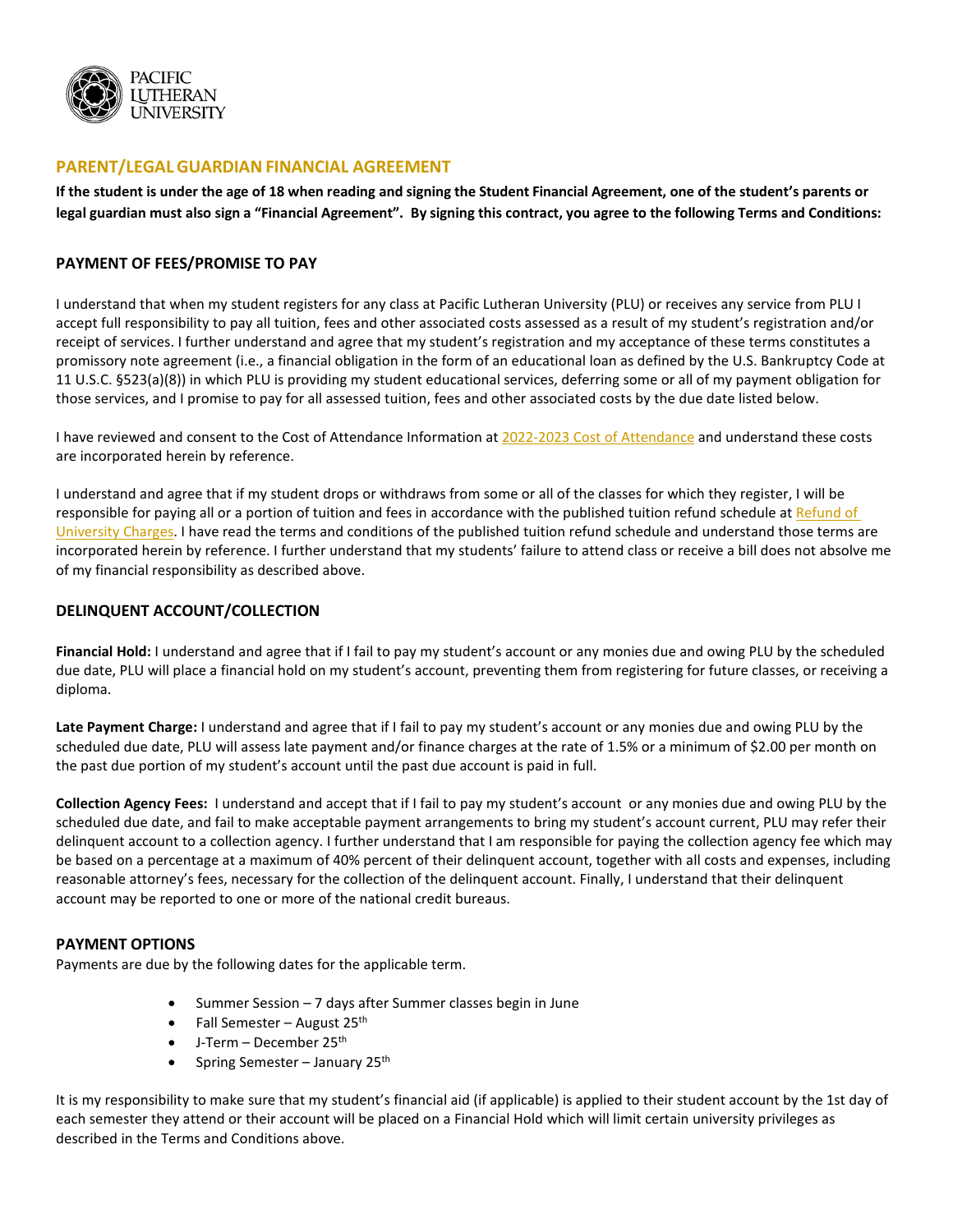PACIFIC LUTHERAN UNIVERSITY

## PARENT/LEGAL GUARDIAN FINANCIAL AGREEMENT

**If the student is under the age of 18 when reading and signing the Student Financial Agreement, one of the student's parents or legal guardian must also sign a "Financial Agreement". By signing this contract, you agree to the following Terms and Conditions:**

### PAYMENT OF FEES/PROMISE TO PAY

I understand that when my student registers for any class at Pacific Lutheran University (PLU) or receives any service from PLU I accept full responsibility to pay all tuition, fees and other associated costs assessed as a result of my student's registration and/or receipt of services. I further understand and agree that my student's registration and my acceptance of these terms constitutes a promissory note agreement (i.e., a financial obligation in the form of an educational loan as defined by the U.S. Bankruptcy Code at 11 U.S.C. §523(a)(8)) in which PLU is providing my student educational services, deferring some or all of my payment obligation for those services, and I promise to pay for all assessed tuition, fees and other associated costs by the due date listed below.

I have reviewed and consent to the Cost of Attendance Information at 2022-2023 Cost of Attendance and understand these costs are incorporated herein by reference.

I understand and agree that if my student drops or withdraws from some or all of the classes for which they register, I will be responsible for paying all or a portion of tuition and fees in accordance with the published tuition refund schedule at Refund of University Charges. I have read the terms and conditions of the published tuition refund schedule and understand those terms are incorporated herein by reference. I further understand that my students' failure to attend class or receive a bill does not absolve me of my financial responsibility as described above.

### DELINQUENT ACCOUNT/COLLECTION

**Financial Hold:** I understand and agree that if I fail to pay my student's account or any monies due and owing PLU by the scheduled due date, PLU will place a financial hold on my student's account, preventing them from registering for future classes, or receiving a diploma.

**Late Payment Charge:** I understand and agree that if I fail to pay my student's account or any monies due and owing PLU by the scheduled due date, PLU will assess late payment and/or finance charges at the rate of 1.5% or a minimum of $2.00 per month on the past due portion of my student's account until the past due account is paid in full.

**Collection Agency Fees:** I understand and accept that if I fail to pay my student's account or any monies due and owing PLU by the scheduled due date, and fail to make acceptable payment arrangements to bring my student's account current, PLU may refer their delinquent account to a collection agency. I further understand that I am responsible for paying the collection agency fee which may be based on a percentage at a maximum of 40% percent of their delinquent account, together with all costs and expenses, including reasonable attorney's fees, necessary for the collection of the delinquent account. Finally, I understand that their delinquent account may be reported to one or more of the national credit bureaus.

### PAYMENT OPTIONS

Payments are due by the following dates for the applicable term.

- Summer Session – 7 days after Summer classes begin in June
- Fall Semester – August 25th
- J-Term – December 25th
- Spring Semester – January 25th

It is my responsibility to make sure that my student's financial aid (if applicable) is applied to their student account by the 1st day of each semester they attend or their account will be placed on a Financial Hold which will limit certain university privileges as described in the Terms and Conditions above.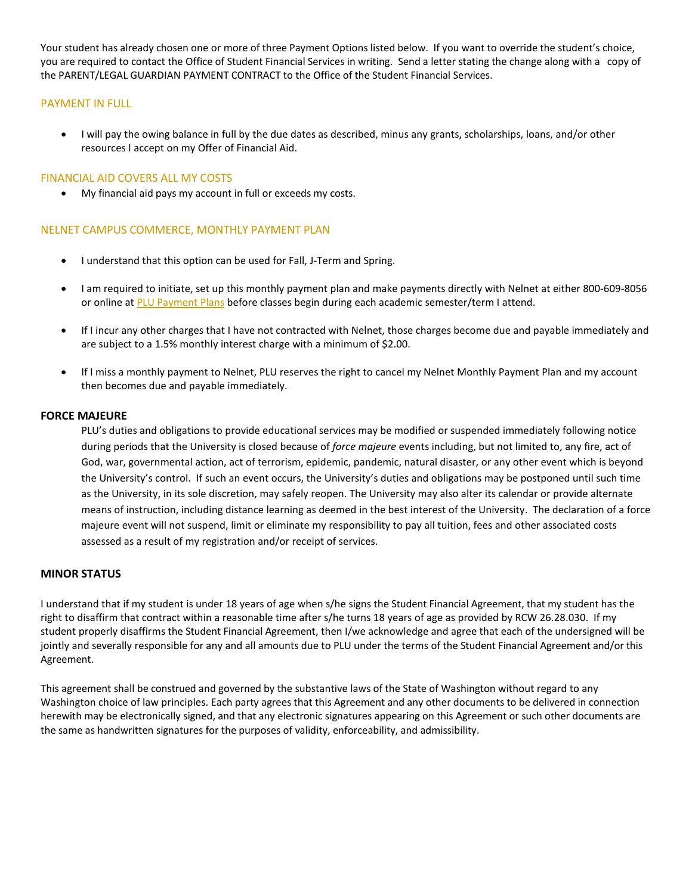Your student has already chosen one or more of three Payment Options listed below. If you want to override the student's choice, you are required to contact the Office of Student Financial Services in writing. Send a letter stating the change along with a copy of the PARENT/LEGAL GUARDIAN PAYMENT CONTRACT to the Office of the Student Financial Services.

### PAYMENT IN FULL

- I will pay the owing balance in full by the due dates as described, minus any grants, scholarships, loans, and/or other resources I accept on my Offer of Financial Aid.

### FINANCIAL AID COVERS ALL MY COSTS

- My financial aid pays my account in full or exceeds my costs.

### NELNET CAMPUS COMMERCE, MONTHLY PAYMENT PLAN

- I understand that this option can be used for Fall, J-Term and Spring.
- I am required to initiate, set up this monthly payment plan and make payments directly with Nelnet at either 800-609-8056 or online at PLU Payment Plans before classes begin during each academic semester/term I attend.
- If I incur any other charges that I have not contracted with Nelnet, those charges become due and payable immediately and are subject to a 1.5% monthly interest charge with a minimum of $2.00.
- If I miss a monthly payment to Nelnet, PLU reserves the right to cancel my Nelnet Monthly Payment Plan and my account then becomes due and payable immediately.

**FORCE MAJEURE**

PLU's duties and obligations to provide educational services may be modified or suspended immediately following notice during periods that the University is closed because of *force majeure* events including, but not limited to, any fire, act of God, war, governmental action, act of terrorism, epidemic, pandemic, natural disaster, or any other event which is beyond the University's control. If such an event occurs, the University's duties and obligations may be postponed until such time as the University, in its sole discretion, may safely reopen. The University may also alter its calendar or provide alternate means of instruction, including distance learning as deemed in the best interest of the University. The declaration of a force majeure event will not suspend, limit or eliminate my responsibility to pay all tuition, fees and other associated costs assessed as a result of my registration and/or receipt of services.

**MINOR STATUS**

I understand that if my student is under 18 years of age when s/he signs the Student Financial Agreement, that my student has the right to disaffirm that contract within a reasonable time after s/he turns 18 years of age as provided by RCW 26.28.030. If my student properly disaffirms the Student Financial Agreement, then I/we acknowledge and agree that each of the undersigned will be jointly and severally responsible for any and all amounts due to PLU under the terms of the Student Financial Agreement and/or this Agreement.

This agreement shall be construed and governed by the substantive laws of the State of Washington without regard to any Washington choice of law principles. Each party agrees that this Agreement and any other documents to be delivered in connection herewith may be electronically signed, and that any electronic signatures appearing on this Agreement or such other documents are the same as handwritten signatures for the purposes of validity, enforceability, and admissibility.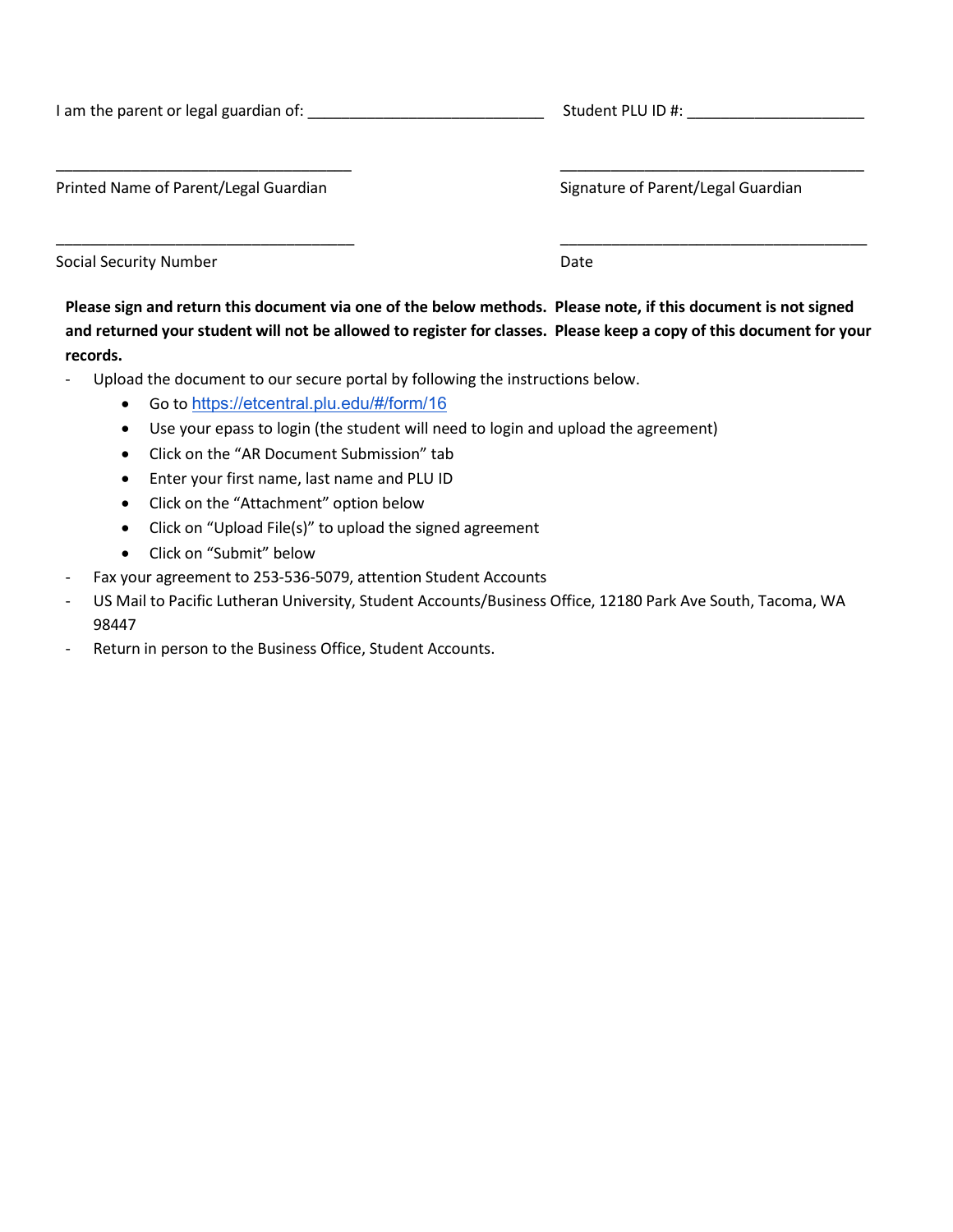I am the parent or legal guardian of: ____________________________ Student PLU ID #: ____________________

___________________________________
Printed Name of Parent/Legal Guardian

___________________________________
Signature of Parent/Legal Guardian

___________________________________
Social Security Number

___________________________________
Date

**Please sign and return this document via one of the below methods. Please note, if this document is not signed and returned your student will not be allowed to register for classes. Please keep a copy of this document for your records.**

- Upload the document to our secure portal by following the instructions below.
  - Go to https://etcentral.plu.edu/#/form/16
  - Use your epass to login (the student will need to login and upload the agreement)
  - Click on the "AR Document Submission" tab
  - Enter your first name, last name and PLU ID
  - Click on the "Attachment" option below
  - Click on "Upload File(s)" to upload the signed agreement
  - Click on "Submit" below
- Fax your agreement to 253-536-5079, attention Student Accounts
- US Mail to Pacific Lutheran University, Student Accounts/Business Office, 12180 Park Ave South, Tacoma, WA 98447
- Return in person to the Business Office, Student Accounts.